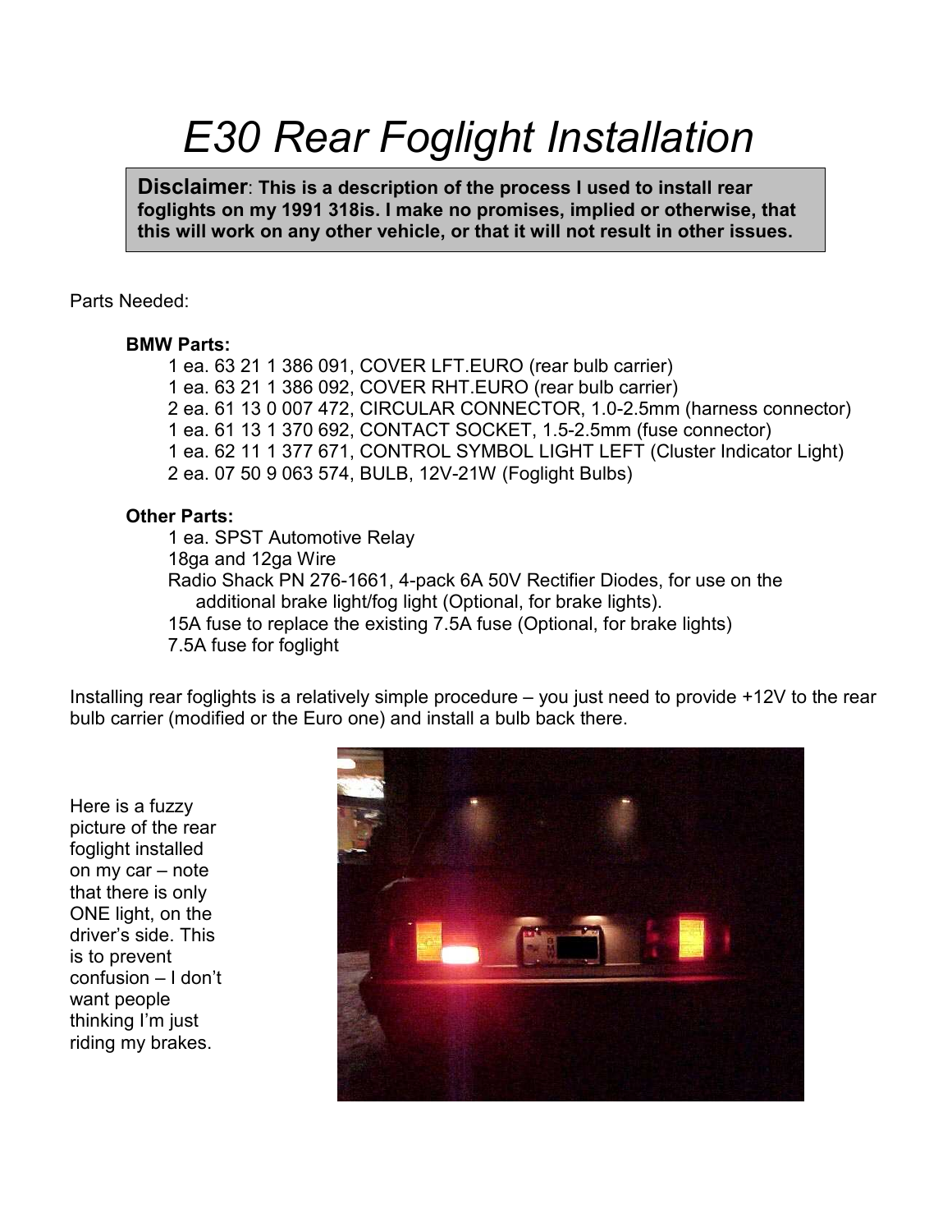# *E30 Rear Foglight Installation*

**Disclaimer**: **This is a description of the process I used to install rear foglights on my 1991 318is. I make no promises, implied or otherwise, that this will work on any other vehicle, or that it will not result in other issues.**

Parts Needed:

**BMW Parts:**

1 ea. 63 21 1 386 091, COVER LFT.EURO (rear bulb carrier)
1 ea. 63 21 1 386 092, COVER RHT.EURO (rear bulb carrier)
2 ea. 61 13 0 007 472, CIRCULAR CONNECTOR, 1.0-2.5mm (harness connector)
1 ea. 61 13 1 370 692, CONTACT SOCKET, 1.5-2.5mm (fuse connector)
1 ea. 62 11 1 377 671, CONTROL SYMBOL LIGHT LEFT (Cluster Indicator Light)
2 ea. 07 50 9 063 574, BULB, 12V-21W (Foglight Bulbs)

**Other Parts:**

1 ea. SPST Automotive Relay
18ga and 12ga Wire
Radio Shack PN 276-1661, 4-pack 6A 50V Rectifier Diodes, for use on the additional brake light/fog light (Optional, for brake lights).
15A fuse to replace the existing 7.5A fuse (Optional, for brake lights)
7.5A fuse for foglight

Installing rear foglights is a relatively simple procedure – you just need to provide +12V to the rear bulb carrier (modified or the Euro one) and install a bulb back there.

Here is a fuzzy picture of the rear foglight installed on my car – note that there is only ONE light, on the driver's side. This is to prevent confusion – I don't want people thinking I'm just riding my brakes.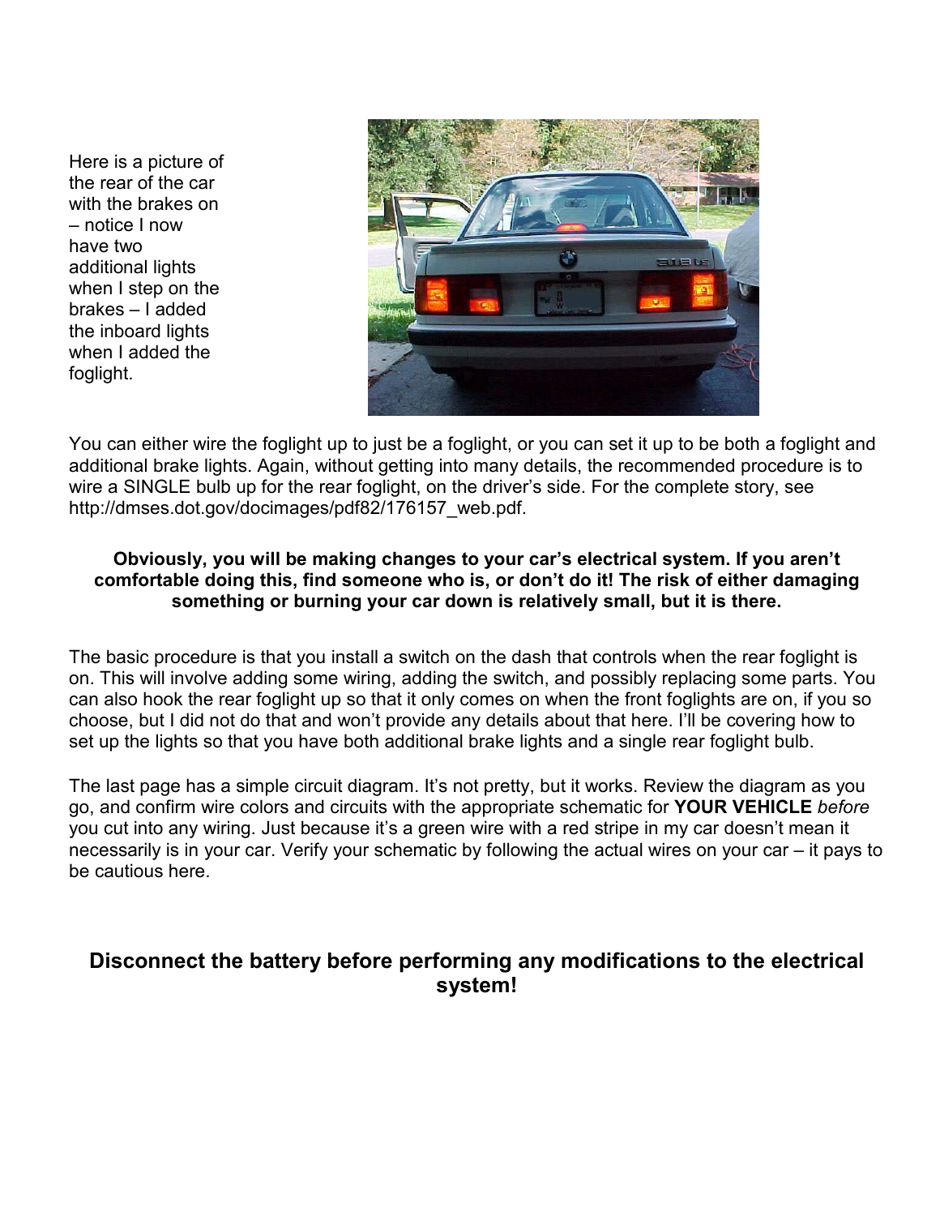Here is a picture of the rear of the car with the brakes on – notice I now have two additional lights when I step on the brakes – I added the inboard lights when I added the foglight.

You can either wire the foglight up to just be a foglight, or you can set it up to be both a foglight and additional brake lights. Again, without getting into many details, the recommended procedure is to wire a SINGLE bulb up for the rear foglight, on the driver's side. For the complete story, see http://dmses.dot.gov/docimages/pdf82/176157_web.pdf.

**Obviously, you will be making changes to your car's electrical system. If you aren't comfortable doing this, find someone who is, or don't do it! The risk of either damaging something or burning your car down is relatively small, but it is there.**

The basic procedure is that you install a switch on the dash that controls when the rear foglight is on. This will involve adding some wiring, adding the switch, and possibly replacing some parts. You can also hook the rear foglight up so that it only comes on when the front foglights are on, if you so choose, but I did not do that and won't provide any details about that here. I'll be covering how to set up the lights so that you have both additional brake lights and a single rear foglight bulb.

The last page has a simple circuit diagram. It's not pretty, but it works. Review the diagram as you go, and confirm wire colors and circuits with the appropriate schematic for **YOUR VEHICLE** *before* you cut into any wiring. Just because it's a green wire with a red stripe in my car doesn't mean it necessarily is in your car. Verify your schematic by following the actual wires on your car – it pays to be cautious here.

## Disconnect the battery before performing any modifications to the electrical system!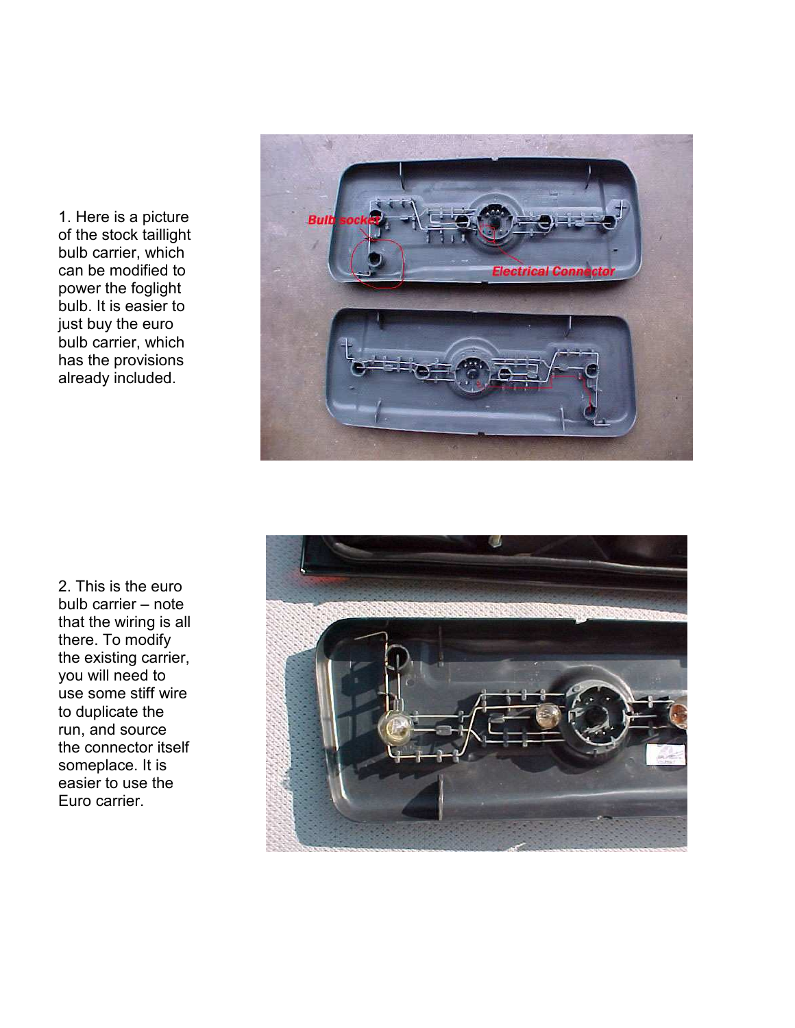1. Here is a picture of the stock taillight bulb carrier, which can be modified to power the foglight bulb. It is easier to just buy the euro bulb carrier, which has the provisions already included.

2. This is the euro bulb carrier – note that the wiring is all there. To modify the existing carrier, you will need to use some stiff wire to duplicate the run, and source the connector itself someplace. It is easier to use the Euro carrier.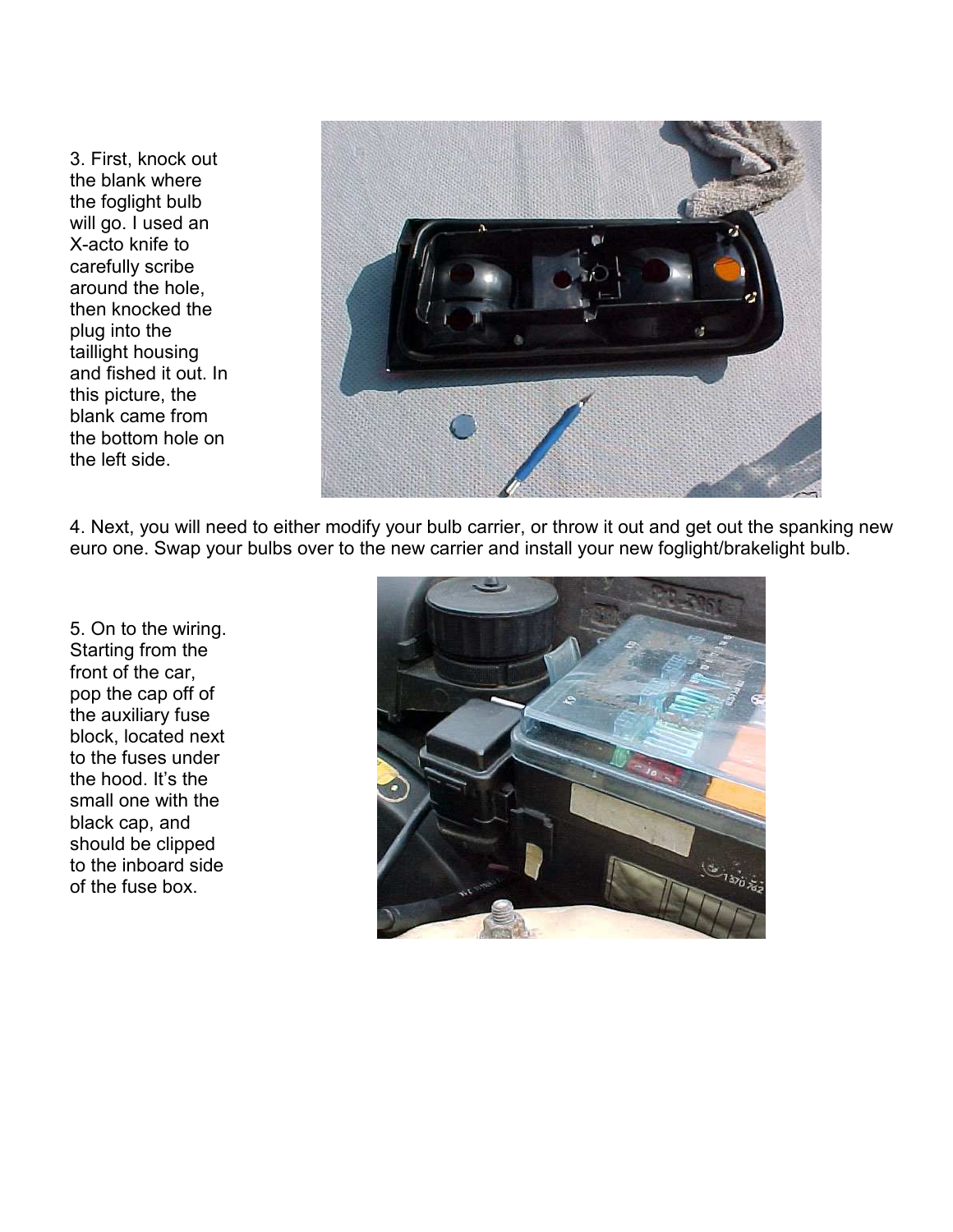3. First, knock out the blank where the foglight bulb will go. I used an X-acto knife to carefully scribe around the hole, then knocked the plug into the taillight housing and fished it out. In this picture, the blank came from the bottom hole on the left side.

4. Next, you will need to either modify your bulb carrier, or throw it out and get out the spanking new euro one. Swap your bulbs over to the new carrier and install your new foglight/brakelight bulb.

5. On to the wiring. Starting from the front of the car, pop the cap off of the auxiliary fuse block, located next to the fuses under the hood. It's the small one with the black cap, and should be clipped to the inboard side of the fuse box.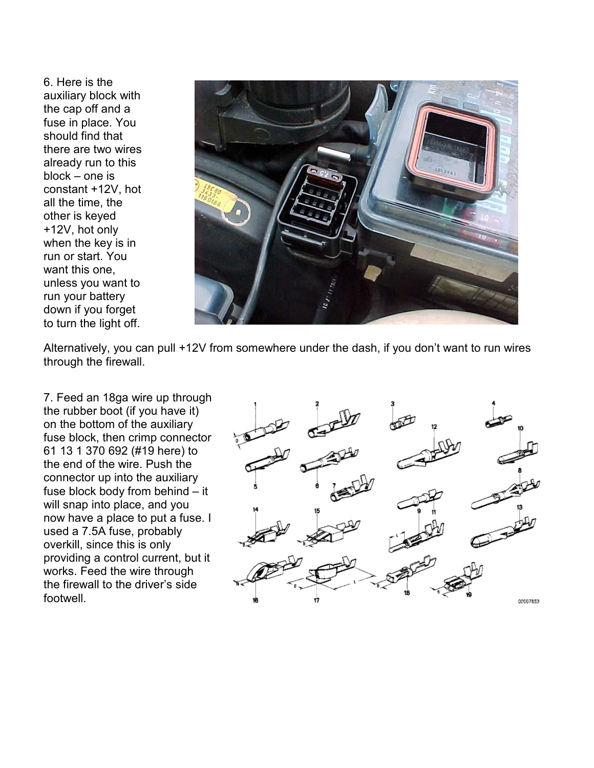6. Here is the auxiliary block with the cap off and a fuse in place. You should find that there are two wires already run to this block – one is constant +12V, hot all the time, the other is keyed +12V, hot only when the key is in run or start. You want this one, unless you want to run your battery down if you forget to turn the light off.

Alternatively, you can pull +12V from somewhere under the dash, if you don't want to run wires through the firewall.

7. Feed an 18ga wire up through the rubber boot (if you have it) on the bottom of the auxiliary fuse block, then crimp connector 61 13 1 370 692 (#19 here) to the end of the wire. Push the connector up into the auxiliary fuse block body from behind – it will snap into place, and you now have a place to put a fuse. I used a 7.5A fuse, probably overkill, since this is only providing a control current, but it works. Feed the wire through the firewall to the driver's side footwell.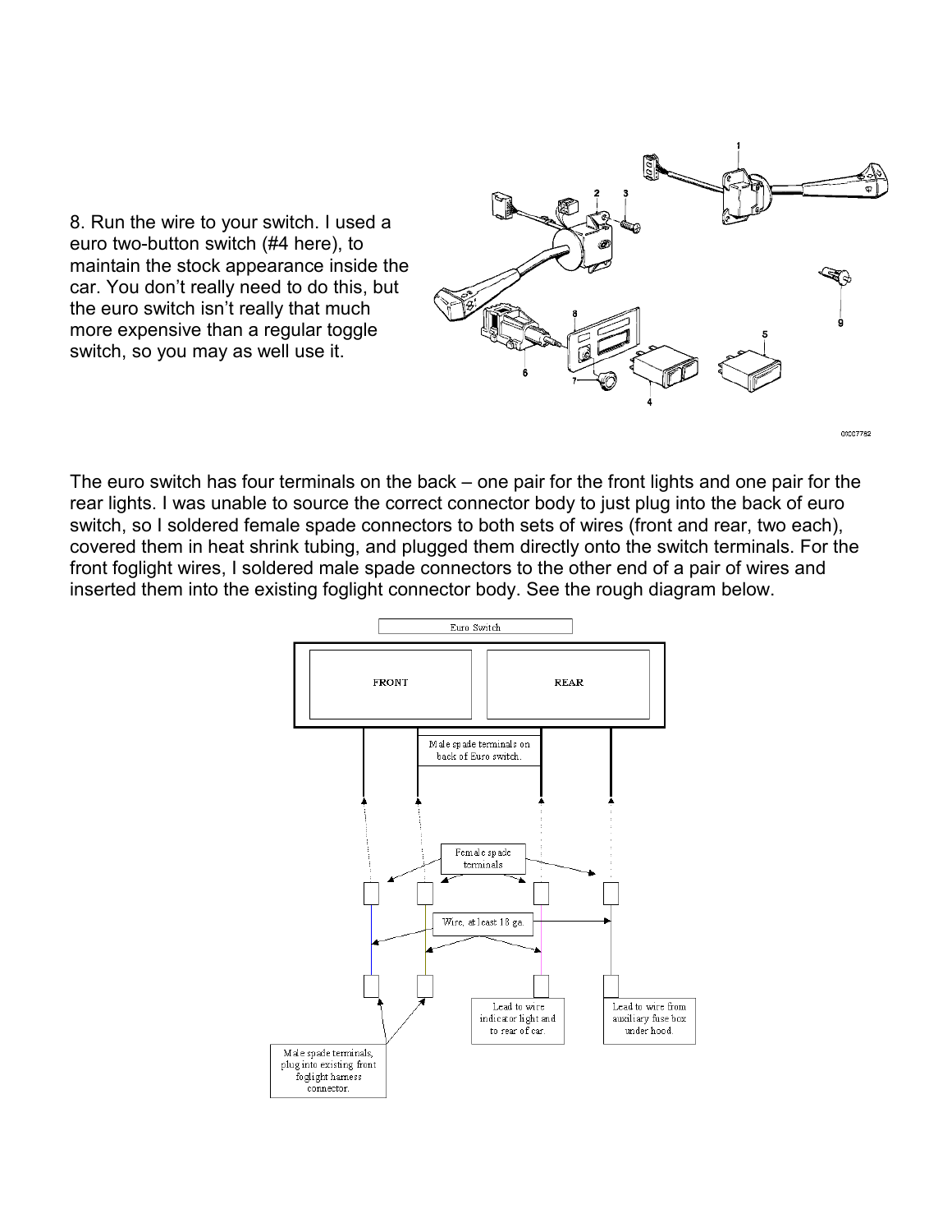8. Run the wire to your switch. I used a euro two-button switch (#4 here), to maintain the stock appearance inside the car. You don't really need to do this, but the euro switch isn't really that much more expensive than a regular toggle switch, so you may as well use it.

1
2
3
9
8
5
6
7
4
00007782

The euro switch has four terminals on the back – one pair for the front lights and one pair for the rear lights. I was unable to source the correct connector body to just plug into the back of euro switch, so I soldered female spade connectors to both sets of wires (front and rear, two each), covered them in heat shrink tubing, and plugged them directly onto the switch terminals. For the front foglight wires, I soldered male spade connectors to the other end of a pair of wires and inserted them into the existing foglight connector body. See the rough diagram below.

Euro Switch

FRONT

REAR

Male spade terminals on back of Euro switch.

Female spade terminals

Wire, at least 18 ga.

Lead to wire indicator light and to rear of car.

Lead to wire from auxiliary fuse box under hood.

Male spade terminals, plug into existing front foglight harness connector.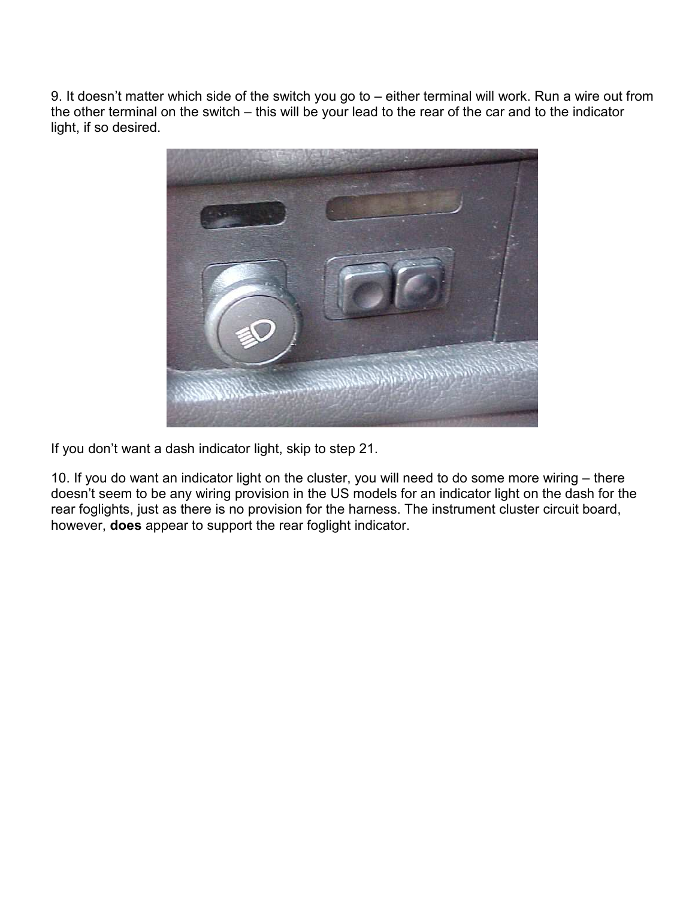9. It doesn't matter which side of the switch you go to – either terminal will work. Run a wire out from the other terminal on the switch – this will be your lead to the rear of the car and to the indicator light, if so desired.

If you don't want a dash indicator light, skip to step 21.

10. If you do want an indicator light on the cluster, you will need to do some more wiring – there doesn't seem to be any wiring provision in the US models for an indicator light on the dash for the rear foglights, just as there is no provision for the harness. The instrument cluster circuit board, however, **does** appear to support the rear foglight indicator.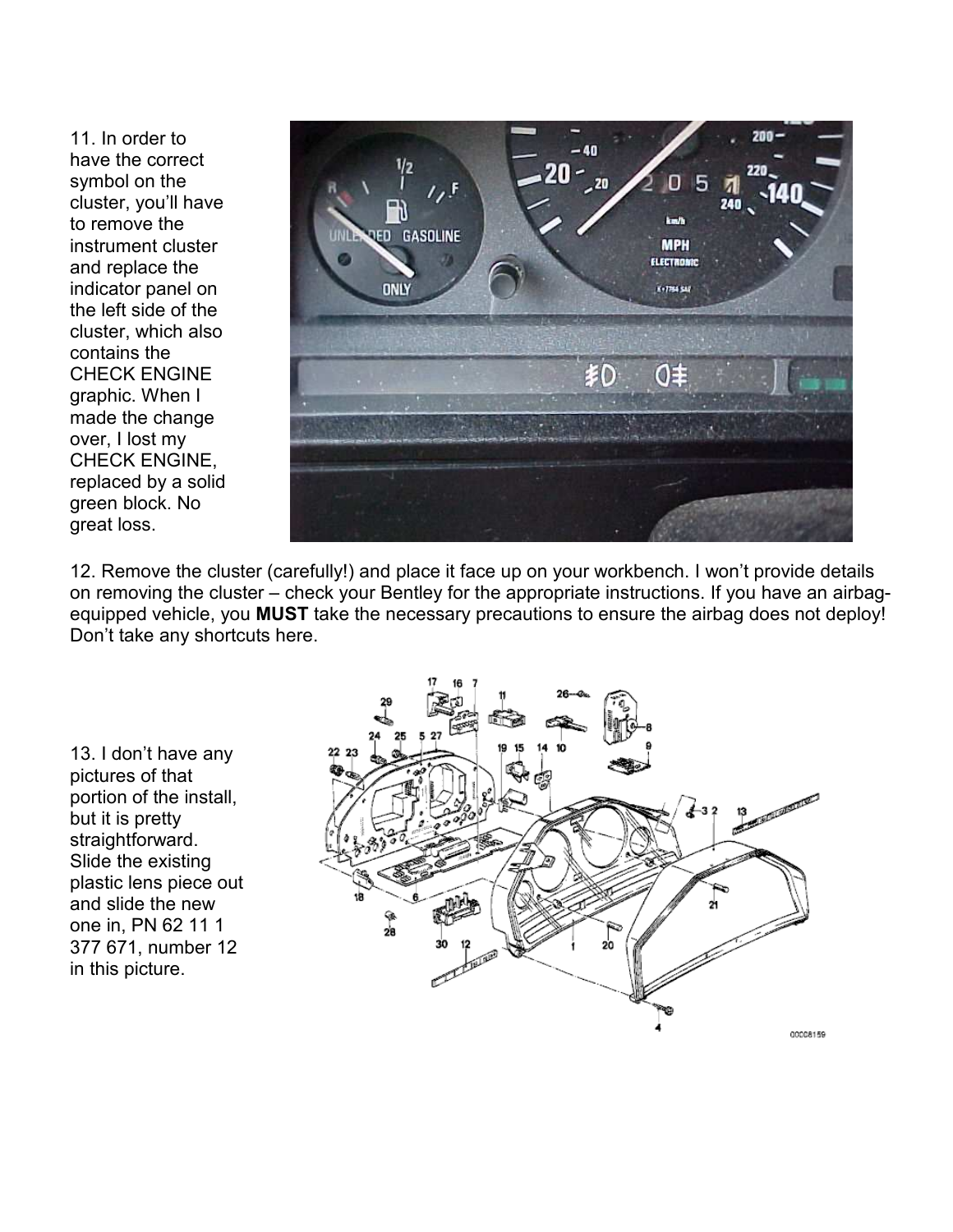11. In order to have the correct symbol on the cluster, you'll have to remove the instrument cluster and replace the indicator panel on the left side of the cluster, which also contains the CHECK ENGINE graphic. When I made the change over, I lost my CHECK ENGINE, replaced by a solid green block. No great loss.

12. Remove the cluster (carefully!) and place it face up on your workbench. I won't provide details on removing the cluster – check your Bentley for the appropriate instructions. If you have an airbag-equipped vehicle, you **MUST** take the necessary precautions to ensure the airbag does not deploy! Don't take any shortcuts here.

13. I don't have any pictures of that portion of the install, but it is pretty straightforward. Slide the existing plastic lens piece out and slide the new one in, PN 62 11 1 377 671, number 12 in this picture.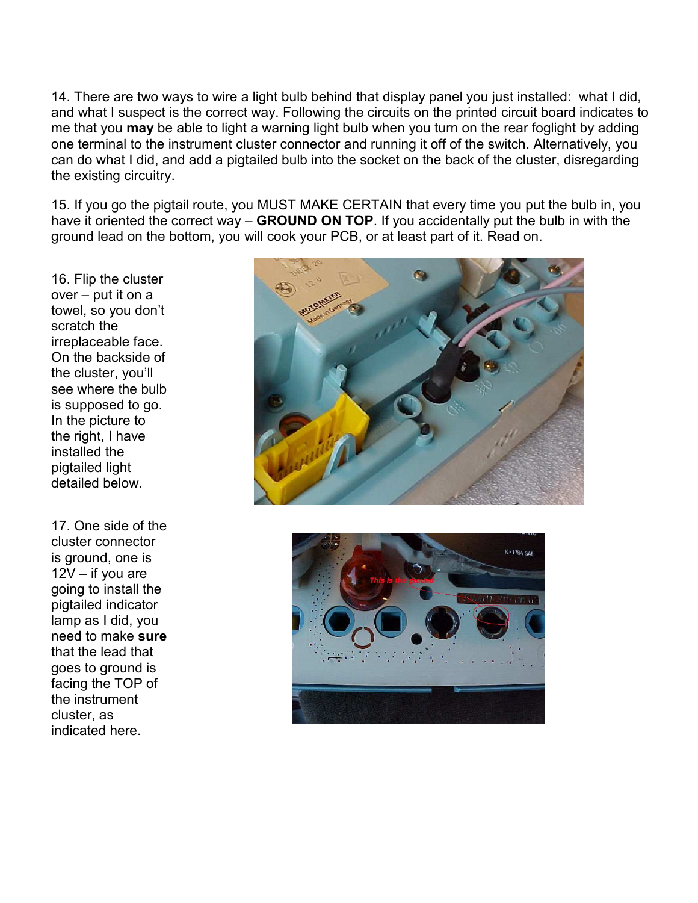14. There are two ways to wire a light bulb behind that display panel you just installed: what I did, and what I suspect is the correct way. Following the circuits on the printed circuit board indicates to me that you **may** be able to light a warning light bulb when you turn on the rear foglight by adding one terminal to the instrument cluster connector and running it off of the switch. Alternatively, you can do what I did, and add a pigtailed bulb into the socket on the back of the cluster, disregarding the existing circuitry.

15. If you go the pigtail route, you MUST MAKE CERTAIN that every time you put the bulb in, you have it oriented the correct way – **GROUND ON TOP**. If you accidentally put the bulb in with the ground lead on the bottom, you will cook your PCB, or at least part of it. Read on.

16. Flip the cluster over – put it on a towel, so you don't scratch the irreplaceable face. On the backside of the cluster, you'll see where the bulb is supposed to go. In the picture to the right, I have installed the pigtailed light detailed below.

17. One side of the cluster connector is ground, one is 12V – if you are going to install the pigtailed indicator lamp as I did, you need to make **sure** that the lead that goes to ground is facing the TOP of the instrument cluster, as indicated here.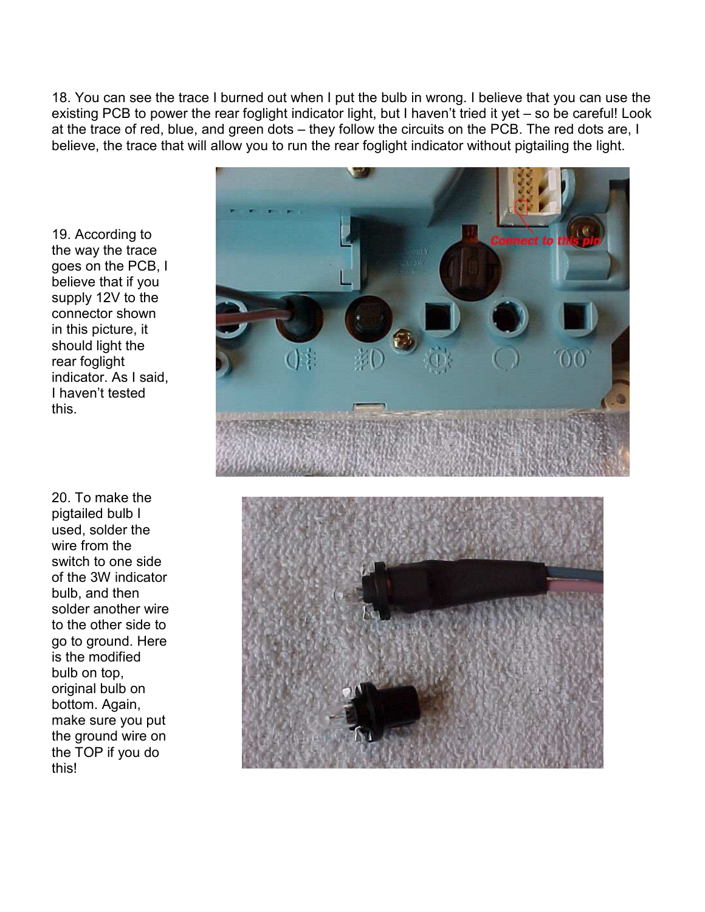18. You can see the trace I burned out when I put the bulb in wrong. I believe that you can use the existing PCB to power the rear foglight indicator light, but I haven't tried it yet – so be careful! Look at the trace of red, blue, and green dots – they follow the circuits on the PCB. The red dots are, I believe, the trace that will allow you to run the rear foglight indicator without pigtailing the light.

19. According to the way the trace goes on the PCB, I believe that if you supply 12V to the connector shown in this picture, it should light the rear foglight indicator. As I said, I haven't tested this.

20. To make the pigtailed bulb I used, solder the wire from the switch to one side of the 3W indicator bulb, and then solder another wire to the other side to go to ground. Here is the modified bulb on top, original bulb on bottom. Again, make sure you put the ground wire on the TOP if you do this!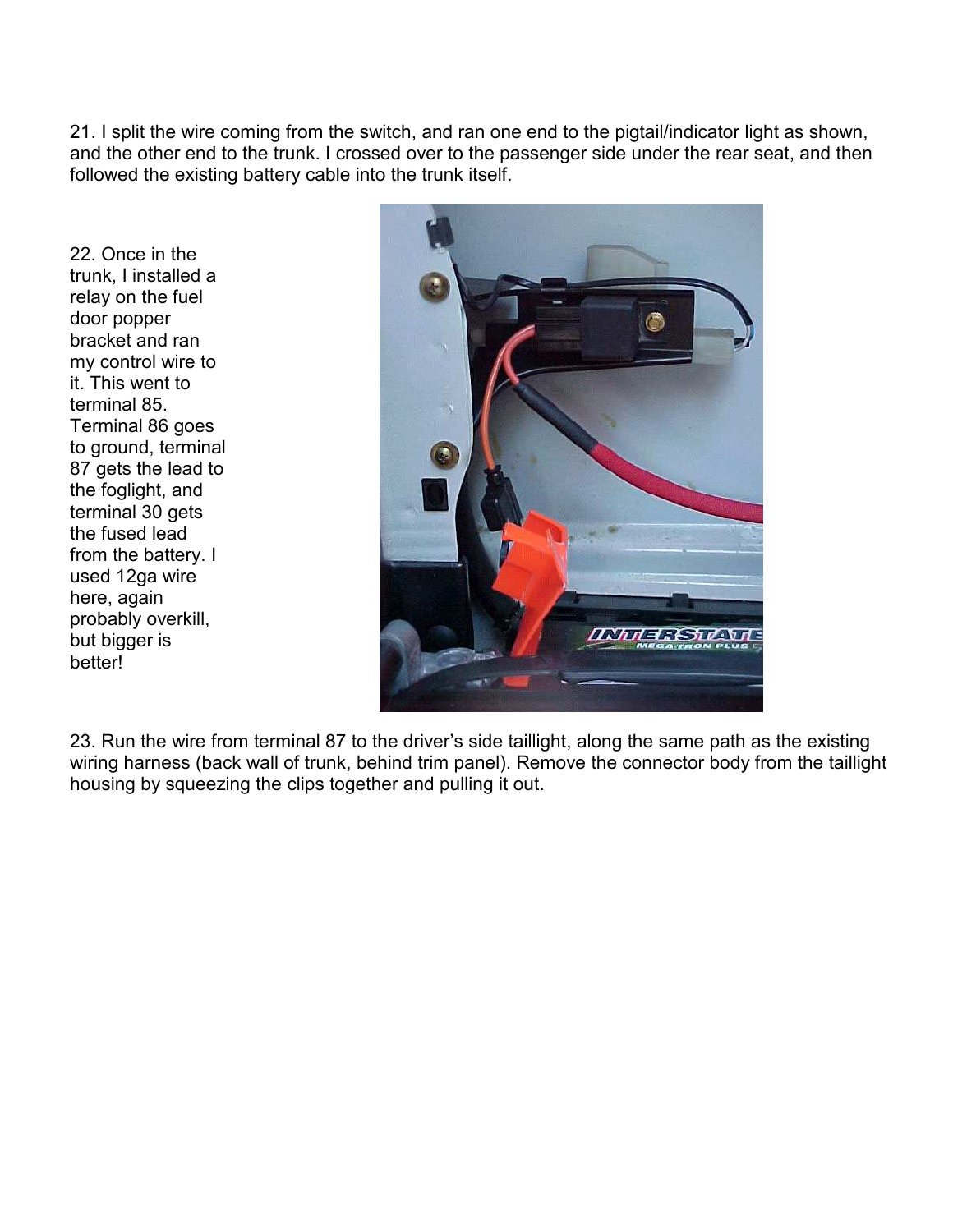21. I split the wire coming from the switch, and ran one end to the pigtail/indicator light as shown, and the other end to the trunk. I crossed over to the passenger side under the rear seat, and then followed the existing battery cable into the trunk itself.

22. Once in the trunk, I installed a relay on the fuel door popper bracket and ran my control wire to it. This went to terminal 85. Terminal 86 goes to ground, terminal 87 gets the lead to the foglight, and terminal 30 gets the fused lead from the battery. I used 12ga wire here, again probably overkill, but bigger is better!

23. Run the wire from terminal 87 to the driver's side taillight, along the same path as the existing wiring harness (back wall of trunk, behind trim panel). Remove the connector body from the taillight housing by squeezing the clips together and pulling it out.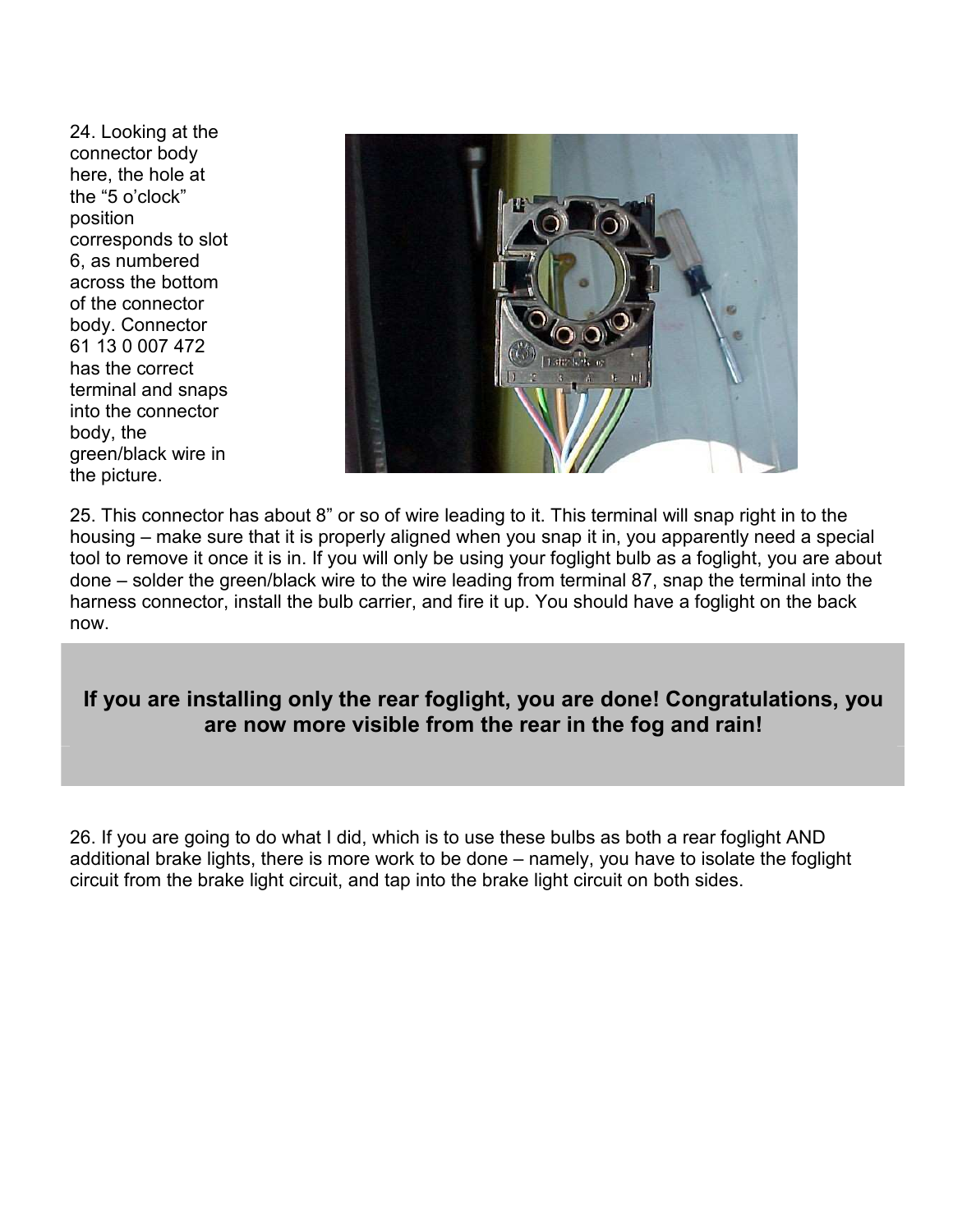24. Looking at the connector body here, the hole at the "5 o'clock" position corresponds to slot 6, as numbered across the bottom of the connector body. Connector 61 13 0 007 472 has the correct terminal and snaps into the connector body, the green/black wire in the picture.

25. This connector has about 8" or so of wire leading to it. This terminal will snap right in to the housing – make sure that it is properly aligned when you snap it in, you apparently need a special tool to remove it once it is in. If you will only be using your foglight bulb as a foglight, you are about done – solder the green/black wire to the wire leading from terminal 87, snap the terminal into the harness connector, install the bulb carrier, and fire it up. You should have a foglight on the back now.

**If you are installing only the rear foglight, you are done! Congratulations, you are now more visible from the rear in the fog and rain!**

26. If you are going to do what I did, which is to use these bulbs as both a rear foglight AND additional brake lights, there is more work to be done – namely, you have to isolate the foglight circuit from the brake light circuit, and tap into the brake light circuit on both sides.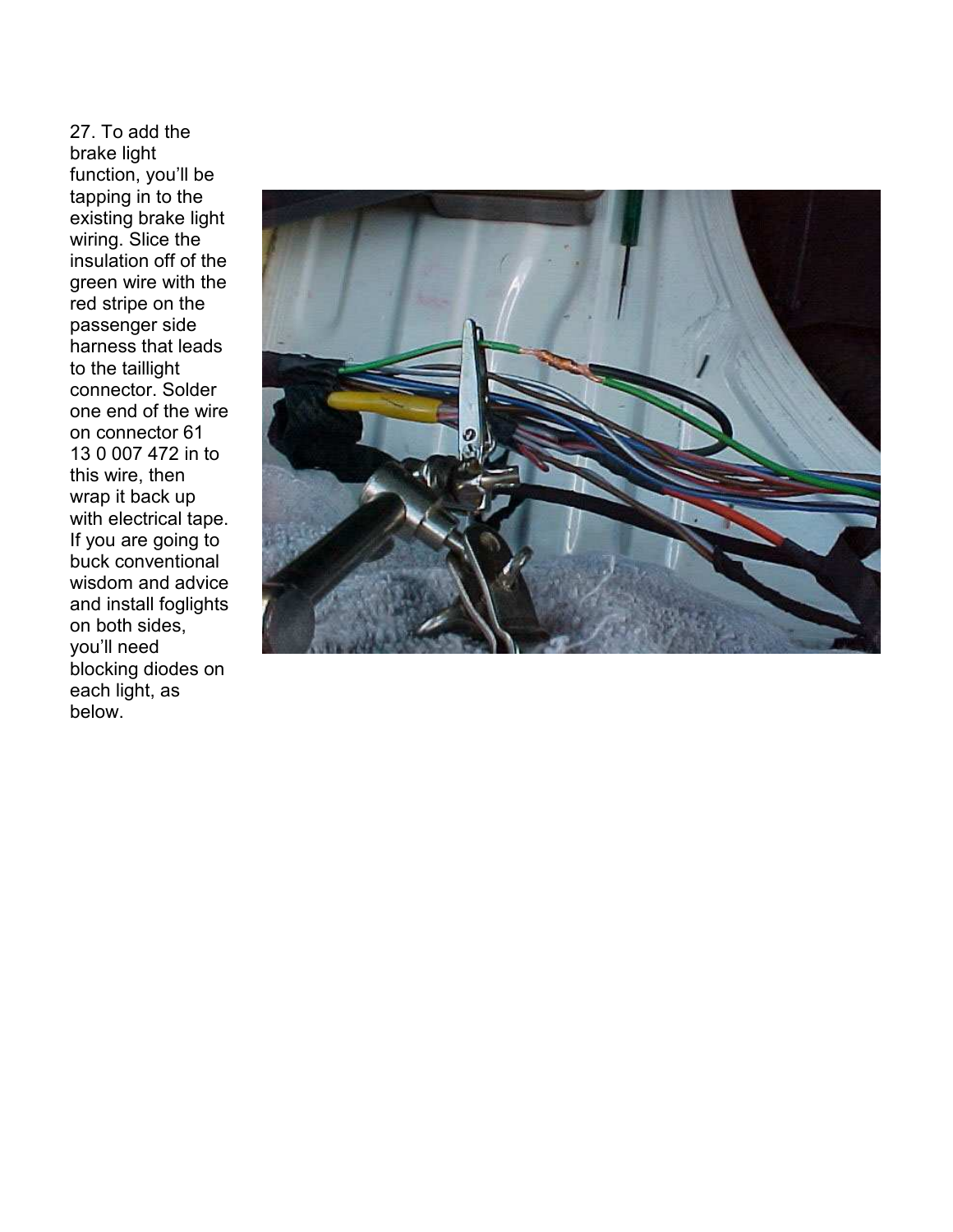27. To add the brake light function, you'll be tapping in to the existing brake light wiring. Slice the insulation off of the green wire with the red stripe on the passenger side harness that leads to the taillight connector. Solder one end of the wire on connector 61 13 0 007 472 in to this wire, then wrap it back up with electrical tape. If you are going to buck conventional wisdom and advice and install foglights on both sides, you'll need blocking diodes on each light, as below.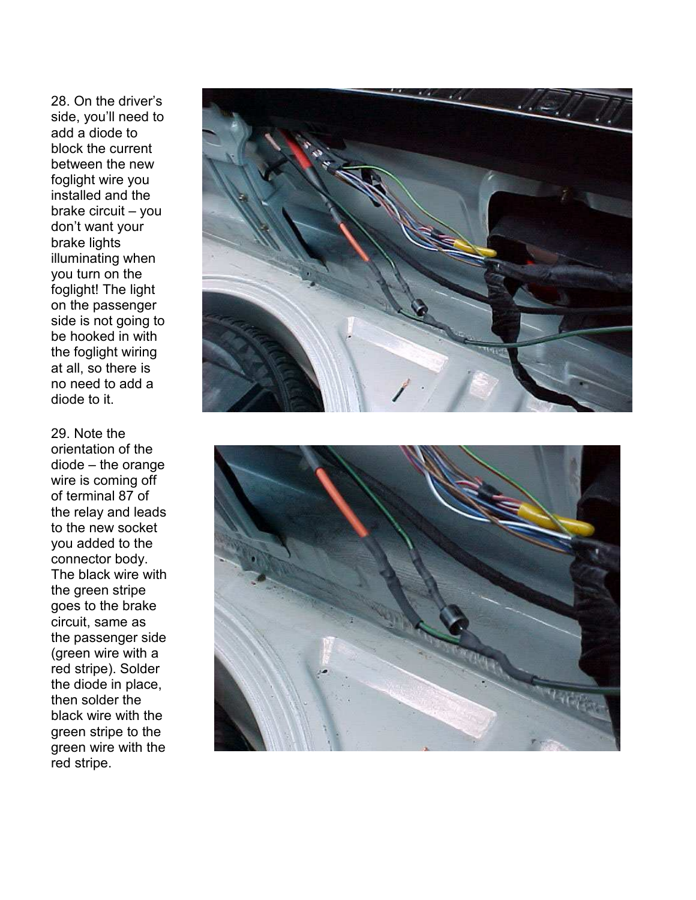28. On the driver's side, you'll need to add a diode to block the current between the new foglight wire you installed and the brake circuit – you don't want your brake lights illuminating when you turn on the foglight! The light on the passenger side is not going to be hooked in with the foglight wiring at all, so there is no need to add a diode to it.

29. Note the orientation of the diode – the orange wire is coming off of terminal 87 of the relay and leads to the new socket you added to the connector body. The black wire with the green stripe goes to the brake circuit, same as the passenger side (green wire with a red stripe). Solder the diode in place, then solder the black wire with the green stripe to the green wire with the red stripe.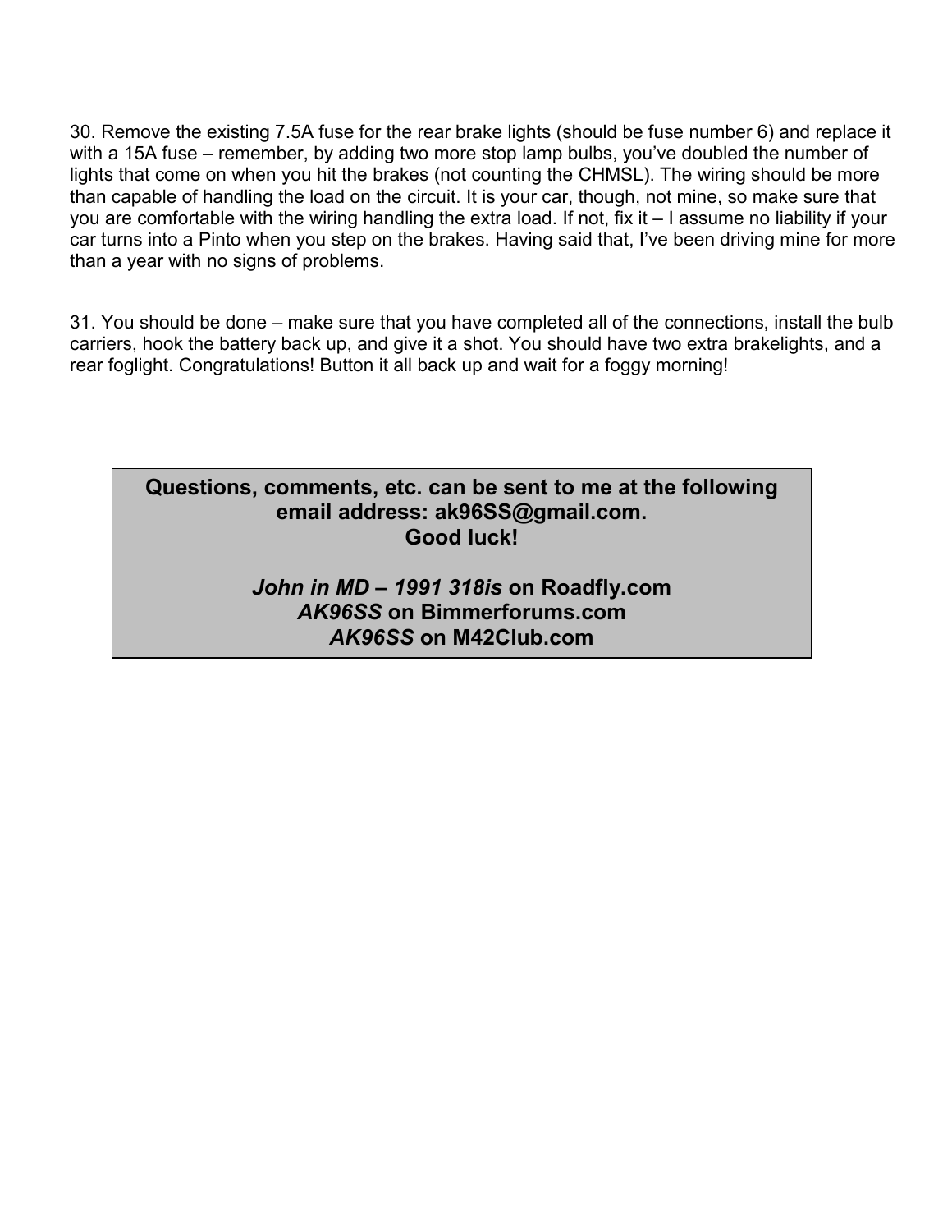30. Remove the existing 7.5A fuse for the rear brake lights (should be fuse number 6) and replace it with a 15A fuse – remember, by adding two more stop lamp bulbs, you've doubled the number of lights that come on when you hit the brakes (not counting the CHMSL). The wiring should be more than capable of handling the load on the circuit. It is your car, though, not mine, so make sure that you are comfortable with the wiring handling the extra load. If not, fix it – I assume no liability if your car turns into a Pinto when you step on the brakes. Having said that, I've been driving mine for more than a year with no signs of problems.

31. You should be done – make sure that you have completed all of the connections, install the bulb carriers, hook the battery back up, and give it a shot. You should have two extra brakelights, and a rear foglight. Congratulations! Button it all back up and wait for a foggy morning!

**Questions, comments, etc. can be sent to me at the following email address: ak96SS@gmail.com.**
**Good luck!**

***John in MD – 1991 318is*** **on Roadfly.com**
***AK96SS*** **on Bimmerforums.com**
***AK96SS*** **on M42Club.com**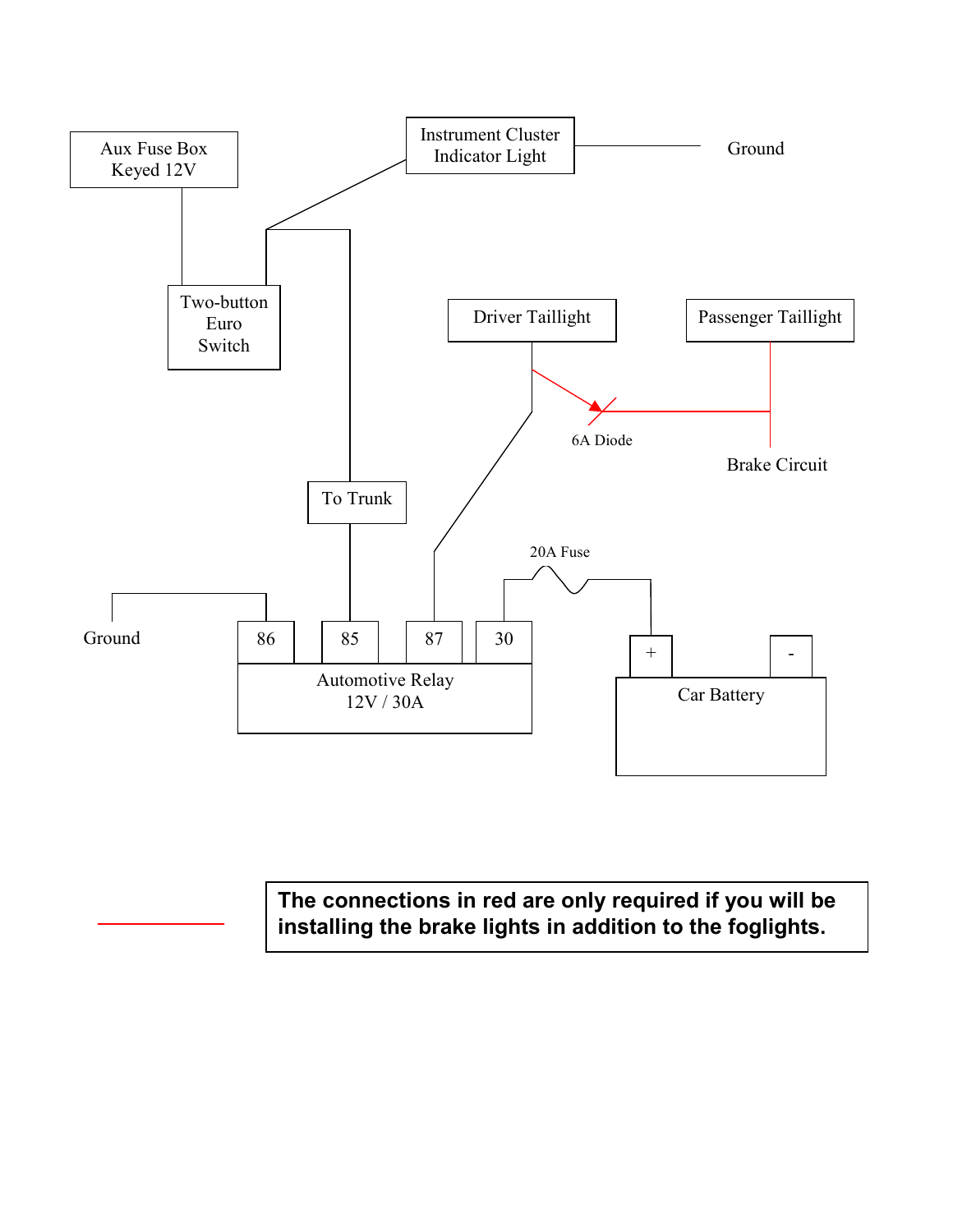Aux Fuse Box Keyed 12V

Instrument Cluster Indicator Light

Ground

Two-button Euro Switch

Driver Taillight

Passenger Taillight

6A Diode

Brake Circuit

To Trunk

20A Fuse

Ground

86

85

87

30

+

-

Automotive Relay 12V / 30A

Car Battery

**The connections in red are only required if you will be installing the brake lights in addition to the foglights.**